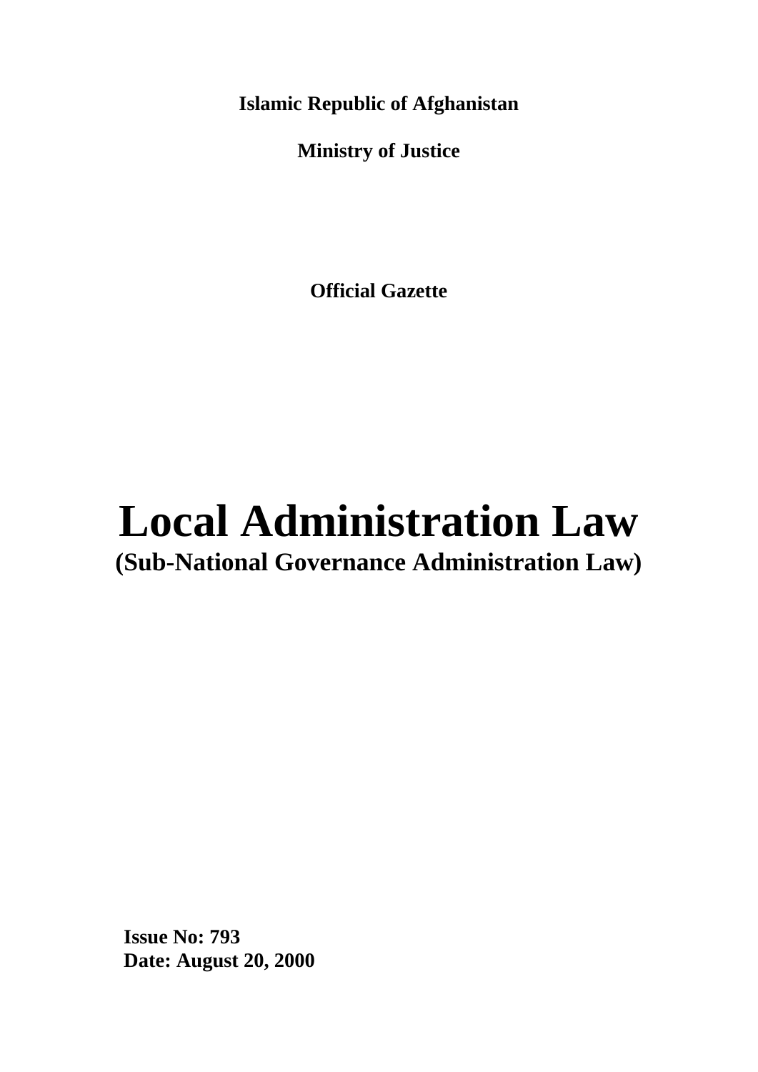**Islamic Republic of Afghanistan**

**Ministry of Justice**

**Official Gazette**

# Local Administration Law

## (Sub-National Governance Administration Law)

**Issue No: 793**
**Date: August 20, 2000**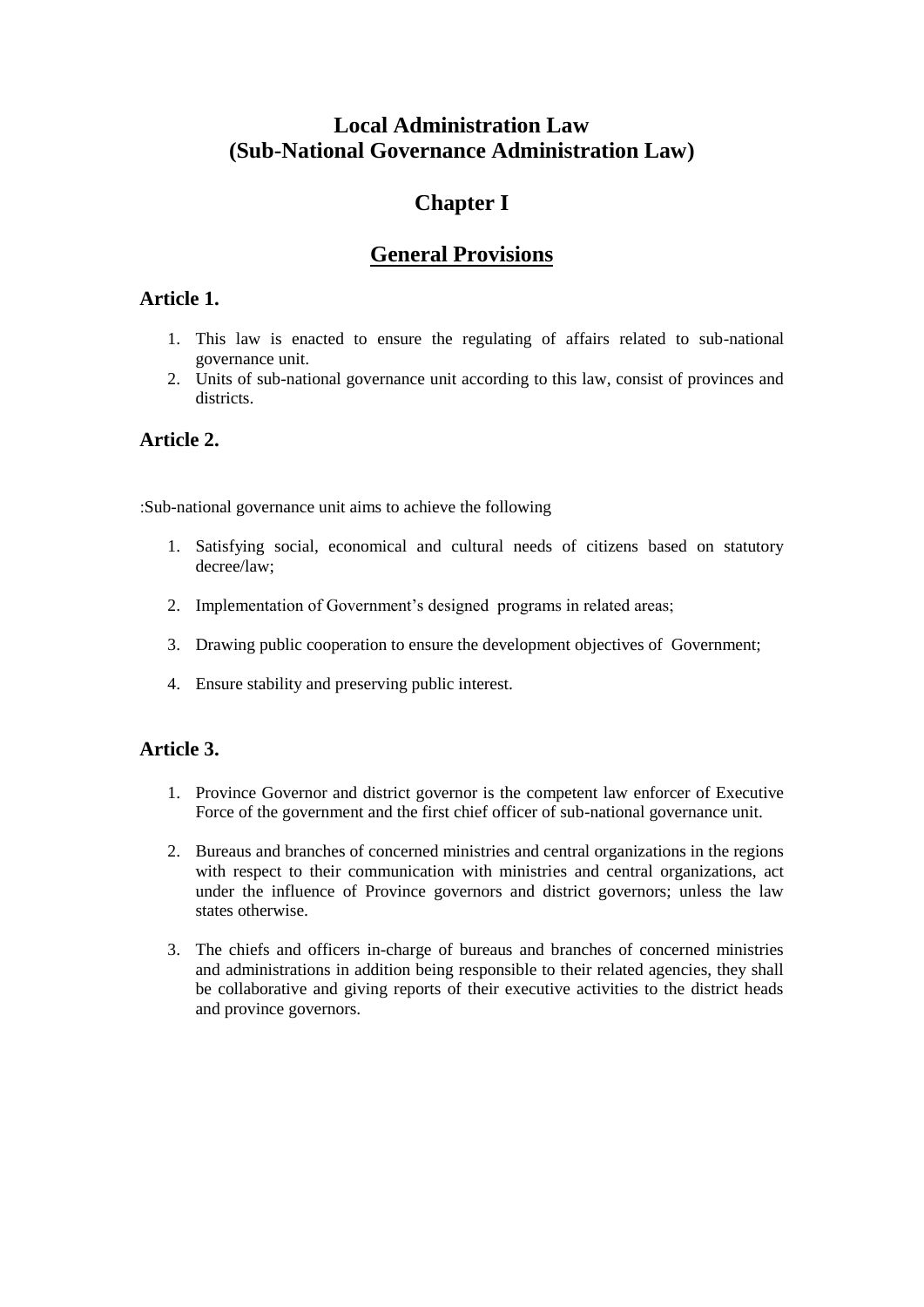# Local Administration Law (Sub-National Governance Administration Law)

## Chapter I

## General Provisions

### Article 1.

1. This law is enacted to ensure the regulating of affairs related to sub-national governance unit.
2. Units of sub-national governance unit according to this law, consist of provinces and districts.

### Article 2.

:Sub-national governance unit aims to achieve the following

1. Satisfying social, economical and cultural needs of citizens based on statutory decree/law;
2. Implementation of Government's designed programs in related areas;
3. Drawing public cooperation to ensure the development objectives of Government;
4. Ensure stability and preserving public interest.

### Article 3.

1. Province Governor and district governor is the competent law enforcer of Executive Force of the government and the first chief officer of sub-national governance unit.
2. Bureaus and branches of concerned ministries and central organizations in the regions with respect to their communication with ministries and central organizations, act under the influence of Province governors and district governors; unless the law states otherwise.
3. The chiefs and officers in-charge of bureaus and branches of concerned ministries and administrations in addition being responsible to their related agencies, they shall be collaborative and giving reports of their executive activities to the district heads and province governors.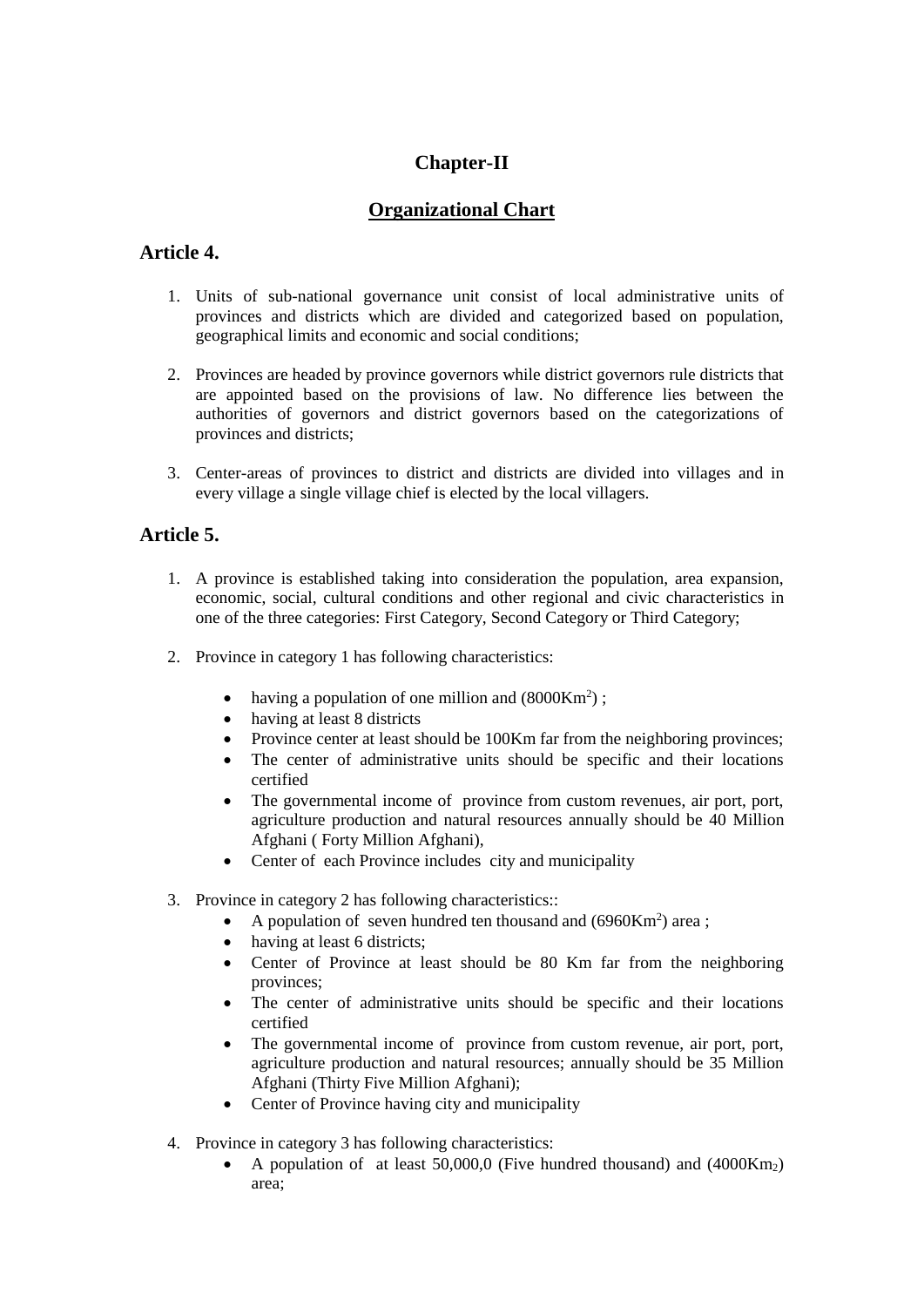# Chapter-II

## Organizational Chart

### Article 4.

1. Units of sub-national governance unit consist of local administrative units of provinces and districts which are divided and categorized based on population, geographical limits and economic and social conditions;

2. Provinces are headed by province governors while district governors rule districts that are appointed based on the provisions of law. No difference lies between the authorities of governors and district governors based on the categorizations of provinces and districts;

3. Center-areas of provinces to district and districts are divided into villages and in every village a single village chief is elected by the local villagers.

### Article 5.

1. A province is established taking into consideration the population, area expansion, economic, social, cultural conditions and other regional and civic characteristics in one of the three categories: First Category, Second Category or Third Category;

2. Province in category 1 has following characteristics:
   - having a population of one million and ($8000Km^2$) ;
   - having at least 8 districts
   - Province center at least should be 100Km far from the neighboring provinces;
   - The center of administrative units should be specific and their locations certified
   - The governmental income of province from custom revenues, air port, port, agriculture production and natural resources annually should be 40 Million Afghani ( Forty Million Afghani),
   - Center of each Province includes city and municipality

3. Province in category 2 has following characteristics::
   - A population of seven hundred ten thousand and ($6960Km^2$) area ;
   - having at least 6 districts;
   - Center of Province at least should be 80 Km far from the neighboring provinces;
   - The center of administrative units should be specific and their locations certified
   - The governmental income of province from custom revenue, air port, port, agriculture production and natural resources; annually should be 35 Million Afghani (Thirty Five Million Afghani);
   - Center of Province having city and municipality

4. Province in category 3 has following characteristics:
   - A population of at least 50,000,0 (Five hundred thousand) and ($4000Km_2$) area;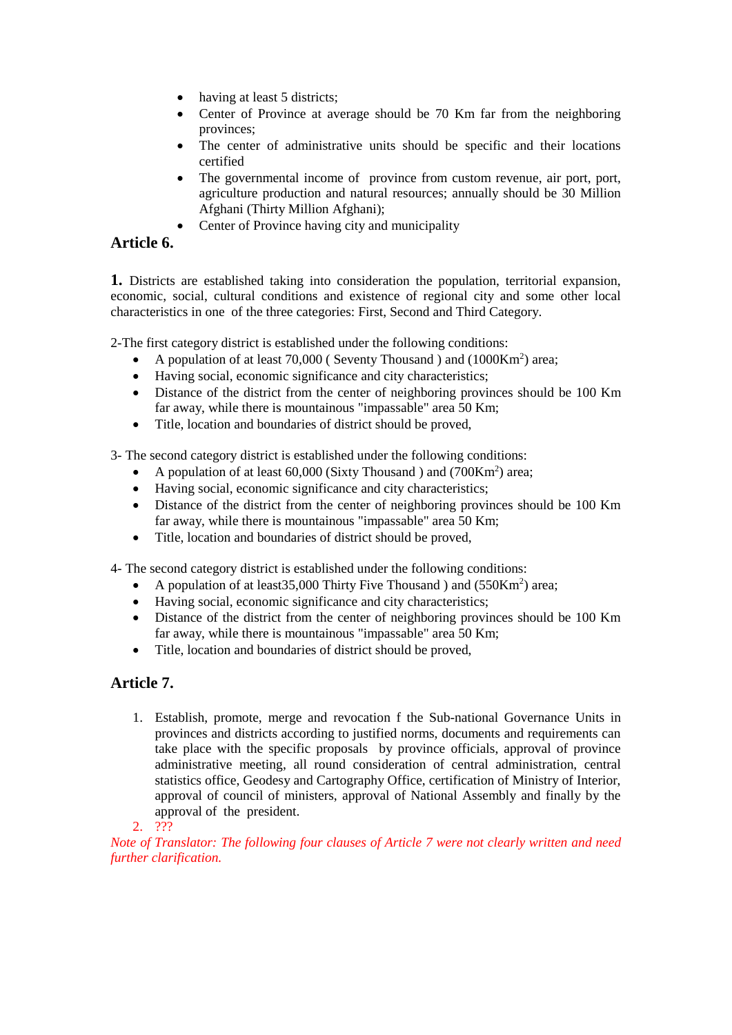- having at least 5 districts;
- Center of Province at average should be 70 Km far from the neighboring provinces;
- The center of administrative units should be specific and their locations certified
- The governmental income of province from custom revenue, air port, port, agriculture production and natural resources; annually should be 30 Million Afghani (Thirty Million Afghani);
- Center of Province having city and municipality

## Article 6.

**1.** Districts are established taking into consideration the population, territorial expansion, economic, social, cultural conditions and existence of regional city and some other local characteristics in one of the three categories: First, Second and Third Category.

2-The first category district is established under the following conditions:

- A population of at least 70,000 ( Seventy Thousand ) and (1000Km$^2$) area;
- Having social, economic significance and city characteristics;
- Distance of the district from the center of neighboring provinces should be 100 Km far away, while there is mountainous "impassable" area 50 Km;
- Title, location and boundaries of district should be proved,

3- The second category district is established under the following conditions:

- A population of at least 60,000 (Sixty Thousand ) and (700Km$^2$) area;
- Having social, economic significance and city characteristics;
- Distance of the district from the center of neighboring provinces should be 100 Km far away, while there is mountainous "impassable" area 50 Km;
- Title, location and boundaries of district should be proved,

4- The second category district is established under the following conditions:

- A population of at least35,000 Thirty Five Thousand ) and (550Km$^2$) area;
- Having social, economic significance and city characteristics;
- Distance of the district from the center of neighboring provinces should be 100 Km far away, while there is mountainous "impassable" area 50 Km;
- Title, location and boundaries of district should be proved,

## Article 7.

1. Establish, promote, merge and revocation f the Sub-national Governance Units in provinces and districts according to justified norms, documents and requirements can take place with the specific proposals by province officials, approval of province administrative meeting, all round consideration of central administration, central statistics office, Geodesy and Cartography Office, certification of Ministry of Interior, approval of council of ministers, approval of National Assembly and finally by the approval of the president.
2. ???

*Note of Translator: The following four clauses of Article 7 were not clearly written and need further clarification.*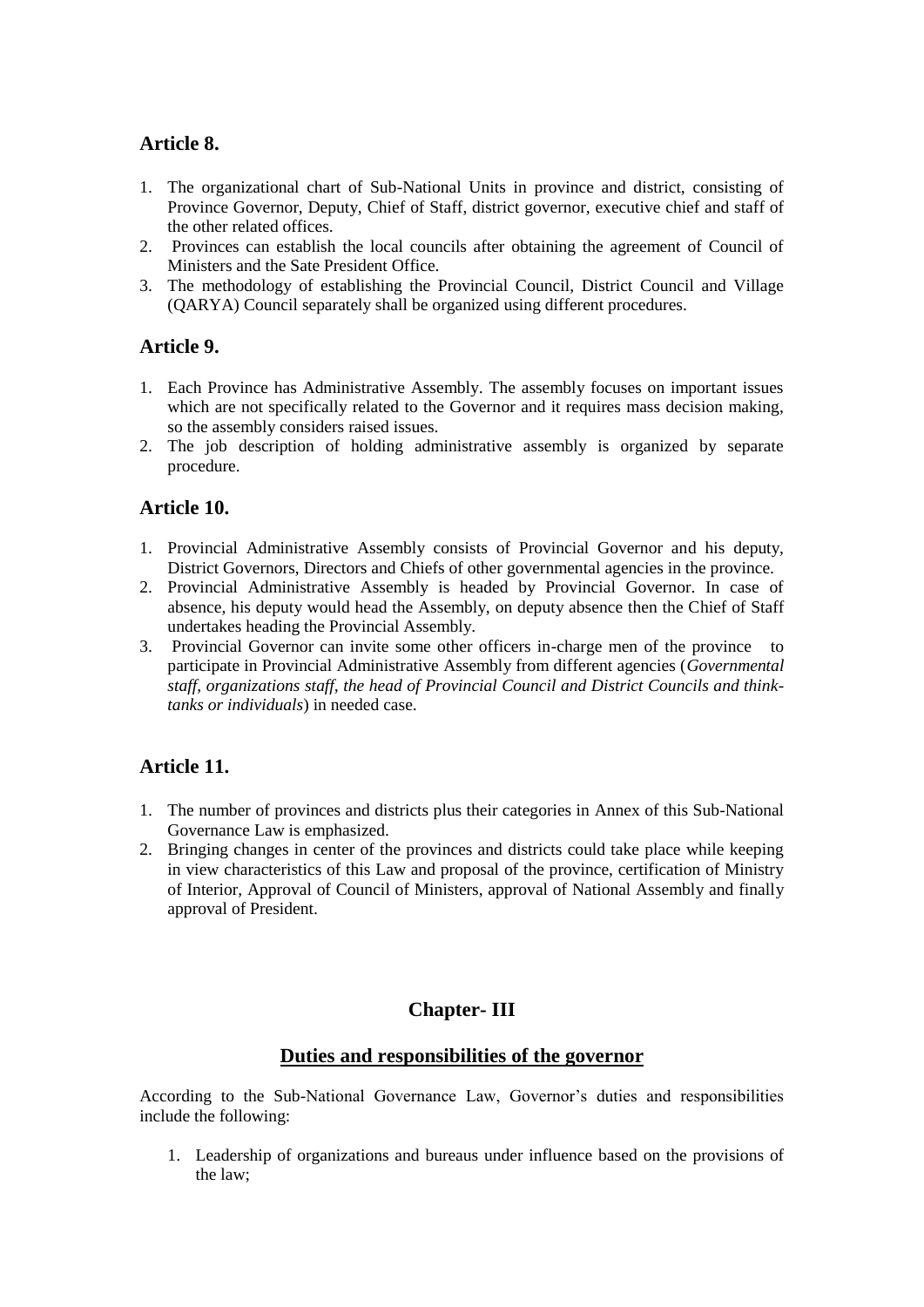## Article 8.

1. The organizational chart of Sub-National Units in province and district, consisting of Province Governor, Deputy, Chief of Staff, district governor, executive chief and staff of the other related offices.
2. Provinces can establish the local councils after obtaining the agreement of Council of Ministers and the Sate President Office.
3. The methodology of establishing the Provincial Council, District Council and Village (QARYA) Council separately shall be organized using different procedures.

## Article 9.

1. Each Province has Administrative Assembly. The assembly focuses on important issues which are not specifically related to the Governor and it requires mass decision making, so the assembly considers raised issues.
2. The job description of holding administrative assembly is organized by separate procedure.

## Article 10.

1. Provincial Administrative Assembly consists of Provincial Governor and his deputy, District Governors, Directors and Chiefs of other governmental agencies in the province.
2. Provincial Administrative Assembly is headed by Provincial Governor. In case of absence, his deputy would head the Assembly, on deputy absence then the Chief of Staff undertakes heading the Provincial Assembly.
3. Provincial Governor can invite some other officers in-charge men of the province to participate in Provincial Administrative Assembly from different agencies (*Governmental staff, organizations staff, the head of Provincial Council and District Councils and think-tanks or individuals*) in needed case.

## Article 11.

1. The number of provinces and districts plus their categories in Annex of this Sub-National Governance Law is emphasized.
2. Bringing changes in center of the provinces and districts could take place while keeping in view characteristics of this Law and proposal of the province, certification of Ministry of Interior, Approval of Council of Ministers, approval of National Assembly and finally approval of President.

# Chapter- III

## Duties and responsibilities of the governor

According to the Sub-National Governance Law, Governor's duties and responsibilities include the following:

1. Leadership of organizations and bureaus under influence based on the provisions of the law;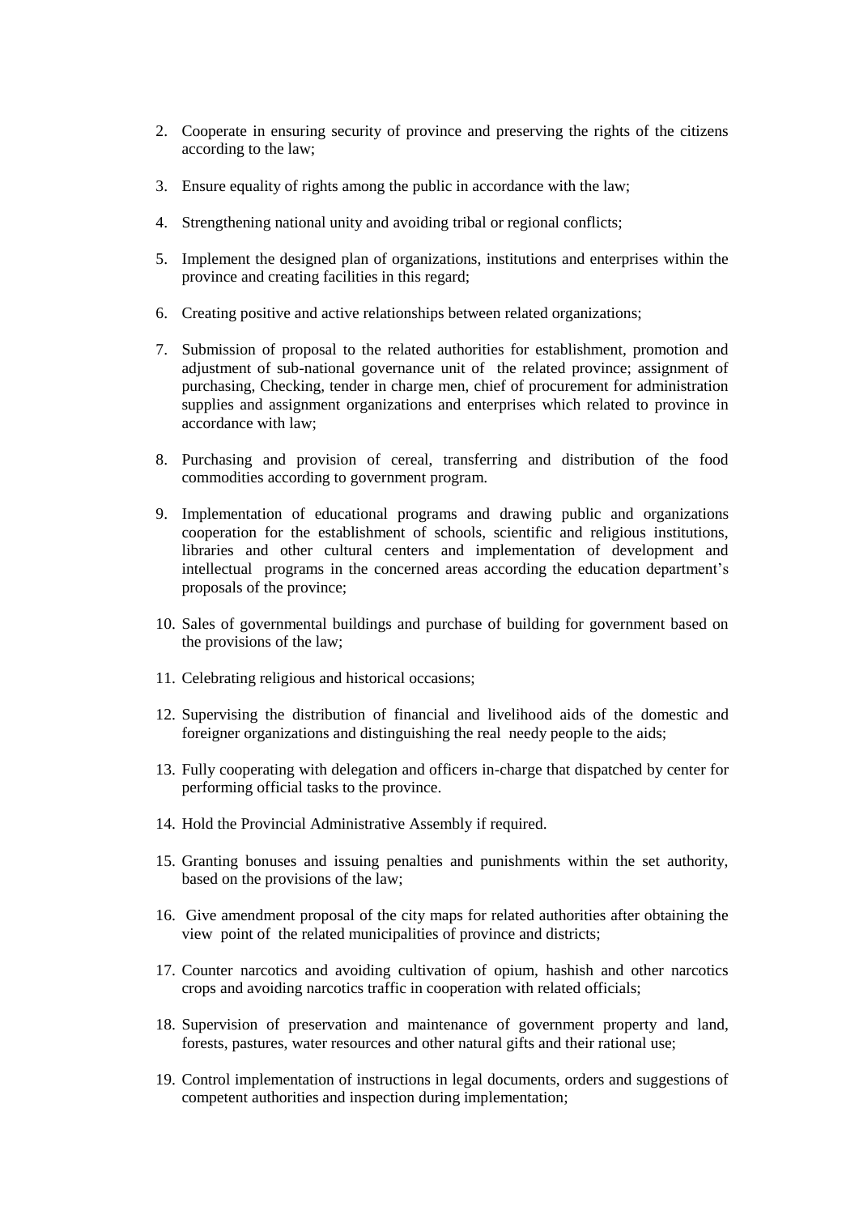2. Cooperate in ensuring security of province and preserving the rights of the citizens according to the law;

3. Ensure equality of rights among the public in accordance with the law;

4. Strengthening national unity and avoiding tribal or regional conflicts;

5. Implement the designed plan of organizations, institutions and enterprises within the province and creating facilities in this regard;

6. Creating positive and active relationships between related organizations;

7. Submission of proposal to the related authorities for establishment, promotion and adjustment of sub-national governance unit of the related province; assignment of purchasing, Checking, tender in charge men, chief of procurement for administration supplies and assignment organizations and enterprises which related to province in accordance with law;

8. Purchasing and provision of cereal, transferring and distribution of the food commodities according to government program.

9. Implementation of educational programs and drawing public and organizations cooperation for the establishment of schools, scientific and religious institutions, libraries and other cultural centers and implementation of development and intellectual programs in the concerned areas according the education department's proposals of the province;

10. Sales of governmental buildings and purchase of building for government based on the provisions of the law;

11. Celebrating religious and historical occasions;

12. Supervising the distribution of financial and livelihood aids of the domestic and foreigner organizations and distinguishing the real needy people to the aids;

13. Fully cooperating with delegation and officers in-charge that dispatched by center for performing official tasks to the province.

14. Hold the Provincial Administrative Assembly if required.

15. Granting bonuses and issuing penalties and punishments within the set authority, based on the provisions of the law;

16. Give amendment proposal of the city maps for related authorities after obtaining the view point of the related municipalities of province and districts;

17. Counter narcotics and avoiding cultivation of opium, hashish and other narcotics crops and avoiding narcotics traffic in cooperation with related officials;

18. Supervision of preservation and maintenance of government property and land, forests, pastures, water resources and other natural gifts and their rational use;

19. Control implementation of instructions in legal documents, orders and suggestions of competent authorities and inspection during implementation;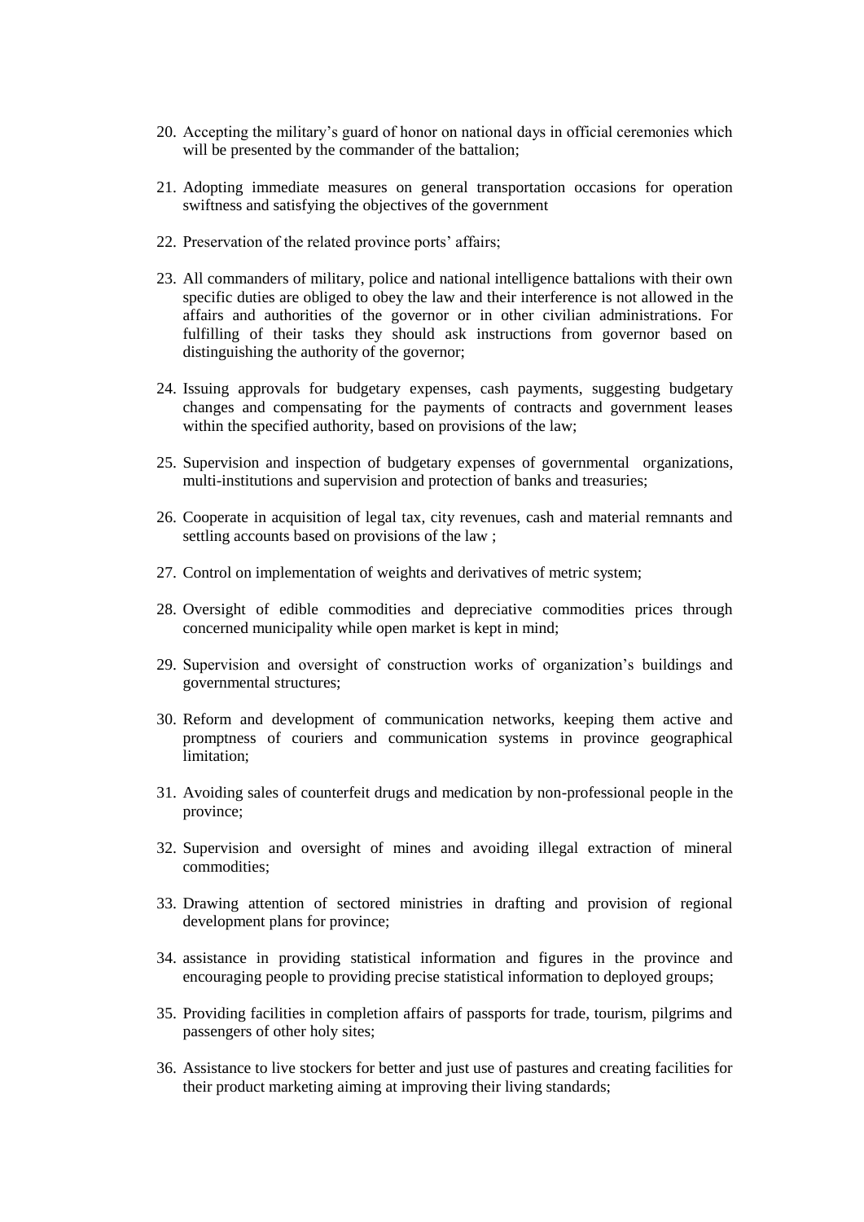20. Accepting the military's guard of honor on national days in official ceremonies which will be presented by the commander of the battalion;

21. Adopting immediate measures on general transportation occasions for operation swiftness and satisfying the objectives of the government

22. Preservation of the related province ports' affairs;

23. All commanders of military, police and national intelligence battalions with their own specific duties are obliged to obey the law and their interference is not allowed in the affairs and authorities of the governor or in other civilian administrations. For fulfilling of their tasks they should ask instructions from governor based on distinguishing the authority of the governor;

24. Issuing approvals for budgetary expenses, cash payments, suggesting budgetary changes and compensating for the payments of contracts and government leases within the specified authority, based on provisions of the law;

25. Supervision and inspection of budgetary expenses of governmental organizations, multi-institutions and supervision and protection of banks and treasuries;

26. Cooperate in acquisition of legal tax, city revenues, cash and material remnants and settling accounts based on provisions of the law ;

27. Control on implementation of weights and derivatives of metric system;

28. Oversight of edible commodities and depreciative commodities prices through concerned municipality while open market is kept in mind;

29. Supervision and oversight of construction works of organization's buildings and governmental structures;

30. Reform and development of communication networks, keeping them active and promptness of couriers and communication systems in province geographical limitation;

31. Avoiding sales of counterfeit drugs and medication by non-professional people in the province;

32. Supervision and oversight of mines and avoiding illegal extraction of mineral commodities;

33. Drawing attention of sectored ministries in drafting and provision of regional development plans for province;

34. assistance in providing statistical information and figures in the province and encouraging people to providing precise statistical information to deployed groups;

35. Providing facilities in completion affairs of passports for trade, tourism, pilgrims and passengers of other holy sites;

36. Assistance to live stockers for better and just use of pastures and creating facilities for their product marketing aiming at improving their living standards;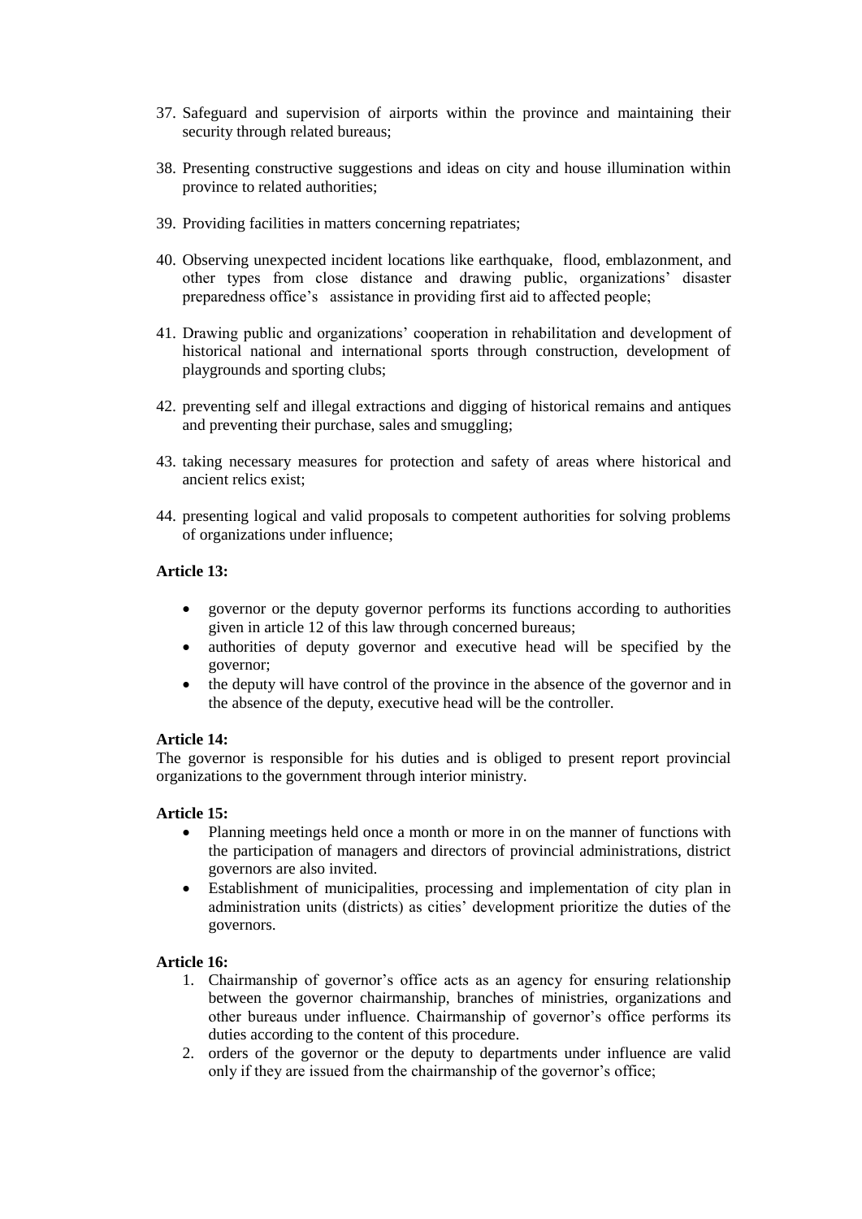37. Safeguard and supervision of airports within the province and maintaining their security through related bureaus;

38. Presenting constructive suggestions and ideas on city and house illumination within province to related authorities;

39. Providing facilities in matters concerning repatriates;

40. Observing unexpected incident locations like earthquake, flood, emblazonment, and other types from close distance and drawing public, organizations' disaster preparedness office's assistance in providing first aid to affected people;

41. Drawing public and organizations' cooperation in rehabilitation and development of historical national and international sports through construction, development of playgrounds and sporting clubs;

42. preventing self and illegal extractions and digging of historical remains and antiques and preventing their purchase, sales and smuggling;

43. taking necessary measures for protection and safety of areas where historical and ancient relics exist;

44. presenting logical and valid proposals to competent authorities for solving problems of organizations under influence;

**Article 13:**

- governor or the deputy governor performs its functions according to authorities given in article 12 of this law through concerned bureaus;
- authorities of deputy governor and executive head will be specified by the governor;
- the deputy will have control of the province in the absence of the governor and in the absence of the deputy, executive head will be the controller.

**Article 14:**

The governor is responsible for his duties and is obliged to present report provincial organizations to the government through interior ministry.

**Article 15:**

- Planning meetings held once a month or more in on the manner of functions with the participation of managers and directors of provincial administrations, district governors are also invited.
- Establishment of municipalities, processing and implementation of city plan in administration units (districts) as cities' development prioritize the duties of the governors.

**Article 16:**

1. Chairmanship of governor's office acts as an agency for ensuring relationship between the governor chairmanship, branches of ministries, organizations and other bureaus under influence. Chairmanship of governor's office performs its duties according to the content of this procedure.
2. orders of the governor or the deputy to departments under influence are valid only if they are issued from the chairmanship of the governor's office;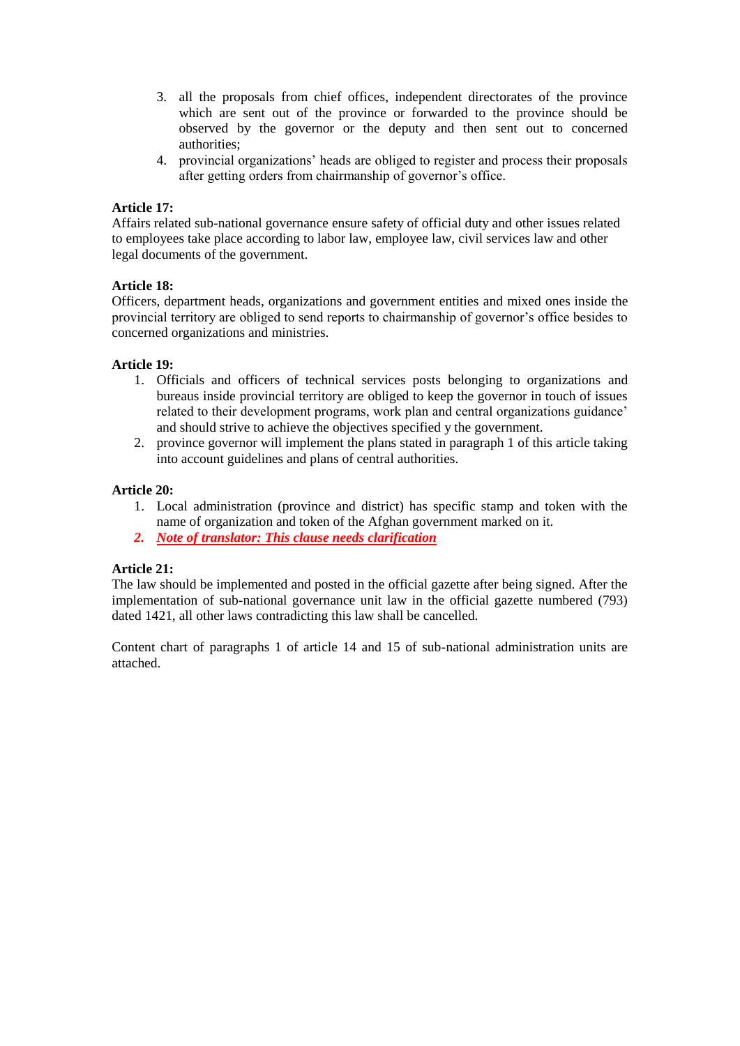3. all the proposals from chief offices, independent directorates of the province which are sent out of the province or forwarded to the province should be observed by the governor or the deputy and then sent out to concerned authorities;
4. provincial organizations' heads are obliged to register and process their proposals after getting orders from chairmanship of governor's office.

**Article 17:**

Affairs related sub-national governance ensure safety of official duty and other issues related to employees take place according to labor law, employee law, civil services law and other legal documents of the government.

**Article 18:**

Officers, department heads, organizations and government entities and mixed ones inside the provincial territory are obliged to send reports to chairmanship of governor's office besides to concerned organizations and ministries.

**Article 19:**

1. Officials and officers of technical services posts belonging to organizations and bureaus inside provincial territory are obliged to keep the governor in touch of issues related to their development programs, work plan and central organizations guidance' and should strive to achieve the objectives specified y the government.
2. province governor will implement the plans stated in paragraph 1 of this article taking into account guidelines and plans of central authorities.

**Article 20:**

1. Local administration (province and district) has specific stamp and token with the name of organization and token of the Afghan government marked on it.
2. ***Note of translator: This clause needs clarification***

**Article 21:**

The law should be implemented and posted in the official gazette after being signed. After the implementation of sub-national governance unit law in the official gazette numbered (793) dated 1421, all other laws contradicting this law shall be cancelled.

Content chart of paragraphs 1 of article 14 and 15 of sub-national administration units are attached.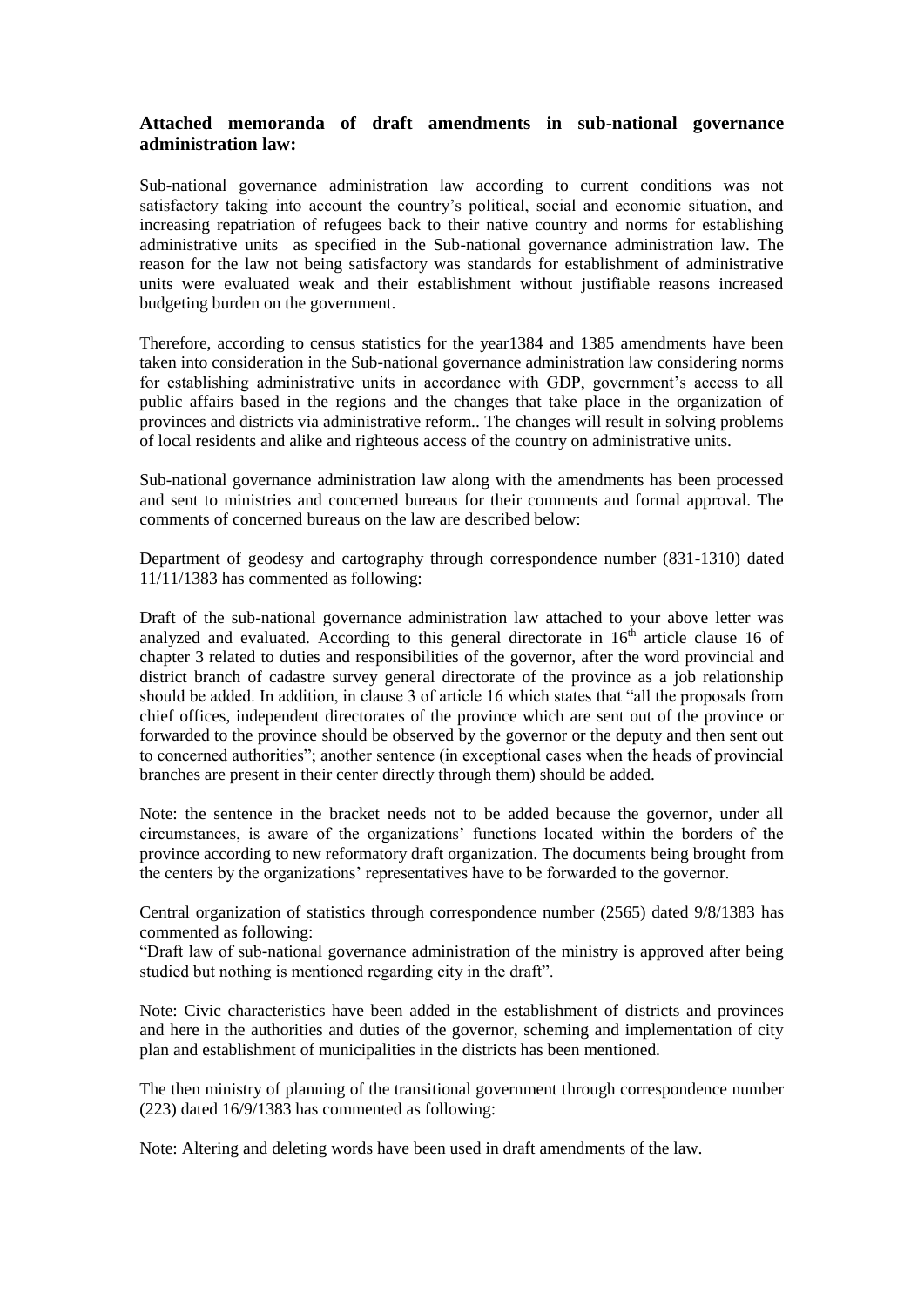**Attached memoranda of draft amendments in sub-national governance administration law:**

Sub-national governance administration law according to current conditions was not satisfactory taking into account the country's political, social and economic situation, and increasing repatriation of refugees back to their native country and norms for establishing administrative units as specified in the Sub-national governance administration law. The reason for the law not being satisfactory was standards for establishment of administrative units were evaluated weak and their establishment without justifiable reasons increased budgeting burden on the government.

Therefore, according to census statistics for the year1384 and 1385 amendments have been taken into consideration in the Sub-national governance administration law considering norms for establishing administrative units in accordance with GDP, government's access to all public affairs based in the regions and the changes that take place in the organization of provinces and districts via administrative reform.. The changes will result in solving problems of local residents and alike and righteous access of the country on administrative units.

Sub-national governance administration law along with the amendments has been processed and sent to ministries and concerned bureaus for their comments and formal approval. The comments of concerned bureaus on the law are described below:

Department of geodesy and cartography through correspondence number (831-1310) dated 11/11/1383 has commented as following:

Draft of the sub-national governance administration law attached to your above letter was analyzed and evaluated. According to this general directorate in 16th article clause 16 of chapter 3 related to duties and responsibilities of the governor, after the word provincial and district branch of cadastre survey general directorate of the province as a job relationship should be added. In addition, in clause 3 of article 16 which states that "all the proposals from chief offices, independent directorates of the province which are sent out of the province or forwarded to the province should be observed by the governor or the deputy and then sent out to concerned authorities"; another sentence (in exceptional cases when the heads of provincial branches are present in their center directly through them) should be added.

Note: the sentence in the bracket needs not to be added because the governor, under all circumstances, is aware of the organizations' functions located within the borders of the province according to new reformatory draft organization. The documents being brought from the centers by the organizations' representatives have to be forwarded to the governor.

Central organization of statistics through correspondence number (2565) dated 9/8/1383 has commented as following:

"Draft law of sub-national governance administration of the ministry is approved after being studied but nothing is mentioned regarding city in the draft".

Note: Civic characteristics have been added in the establishment of districts and provinces and here in the authorities and duties of the governor, scheming and implementation of city plan and establishment of municipalities in the districts has been mentioned.

The then ministry of planning of the transitional government through correspondence number (223) dated 16/9/1383 has commented as following:

Note: Altering and deleting words have been used in draft amendments of the law.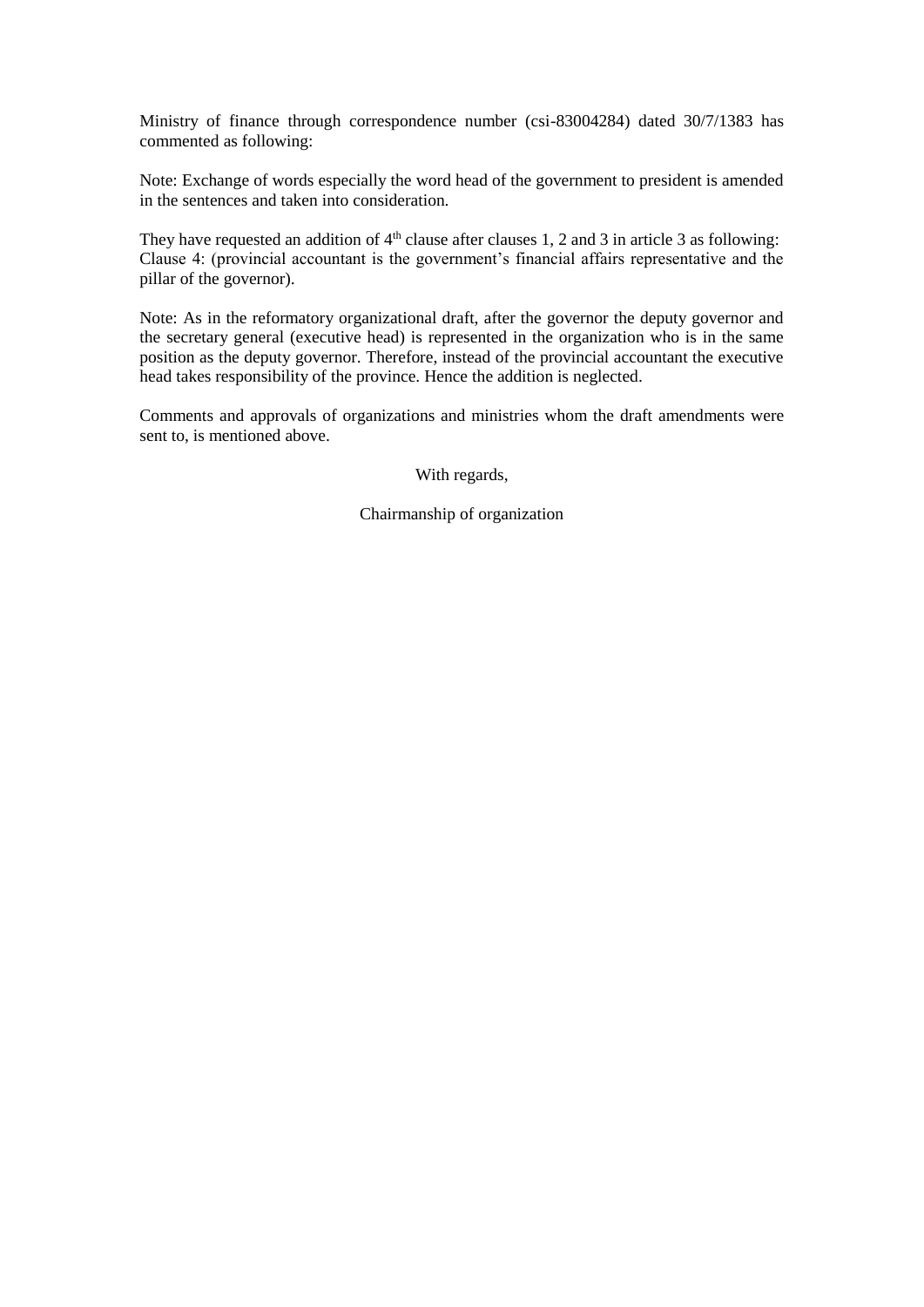Ministry of finance through correspondence number (csi-83004284) dated 30/7/1383 has commented as following:

Note: Exchange of words especially the word head of the government to president is amended in the sentences and taken into consideration.

They have requested an addition of 4th clause after clauses 1, 2 and 3 in article 3 as following: Clause 4: (provincial accountant is the government's financial affairs representative and the pillar of the governor).

Note: As in the reformatory organizational draft, after the governor the deputy governor and the secretary general (executive head) is represented in the organization who is in the same position as the deputy governor. Therefore, instead of the provincial accountant the executive head takes responsibility of the province. Hence the addition is neglected.

Comments and approvals of organizations and ministries whom the draft amendments were sent to, is mentioned above.

With regards,

Chairmanship of organization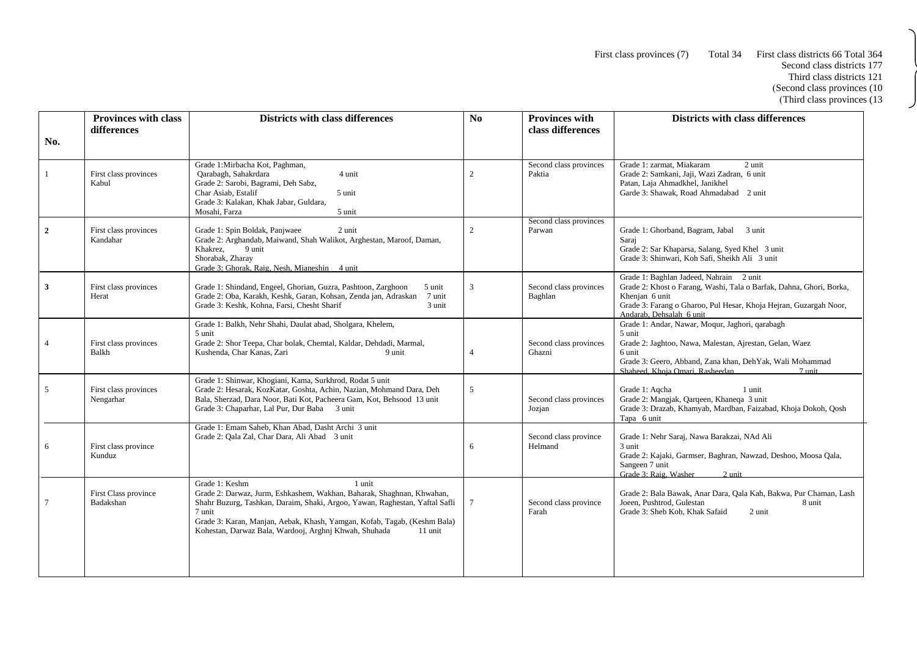First class provinces (7) Total 34 First class districts 66 Total 364
Second class districts 177
Third class districts 121
(Second class provinces (10
(Third class provinces (13

| No. | Provinces with class differences | Districts with class differences | No | Provinces with class differences | Districts with class differences |
|---|---|---|---|---|---|
| 1 | First class provinces Kabul | Grade 1:Mirbacha Kot, Paghman, Qarabagh, Sahakrdara 4 unit<br>Grade 2: Sarobi, Bagrami, Deh Sabz, Char Asiab, Estalif 5 unit<br>Grade 3: Kalakan, Khak Jabar, Guldara, Mosahi, Farza 5 unit | 2 | Second class provinces Paktia | Grade 1: zarmat, Miakaram 2 unit<br>Grade 2: Samkani, Jaji, Wazi Zadran, 6 unit Patan, Laja Ahmadkhel, Janikhel<br>Garde 3: Shawak, Road Ahmadabad 2 unit |
| 2 | First class provinces Kandahar | Grade 1: Spin Boldak, Panjwaee 2 unit<br>Grade 2: Arghandab, Maiwand, Shah Walikot, Arghestan, Maroof, Daman, Khakrez, 9 unit Shorabak, Zharay<br>Grade 3: Ghorak, Raig, Nesh, Mianeshin 4 unit | 2 | Second class provinces Parwan | Grade 1: Ghorband, Bagram, Jabal 3 unit Saraj<br>Grade 2: Sar Khaparsa, Salang, Syed Khel 3 unit<br>Grade 3: Shinwari, Koh Safi, Sheikh Ali 3 unit |
| 3 | First class provinces Herat | Grade 1: Shindand, Engeel, Ghorian, Guzra, Pashtoon, Zarghoon 5 unit<br>Grade 2: Oba, Karakh, Keshk, Garan, Kohsan, Zenda jan, Adraskan 7 unit<br>Grade 3: Keshk, Kohna, Farsi, Chesht Sharif 3 unit | 3 | Second class provinces Baghlan | Grade 1: Baghlan Jadeed, Nahrain 2 unit<br>Grade 2: Khost o Farang, Washi, Tala o Barfak, Dahna, Ghori, Borka, Khenjan 6 unit<br>Grade 3: Farang o Gharoo, Pul Hesar, Khoja Hejran, Guzargah Noor, Andarab, Dehsalah 6 unit |
| 4 | First class provinces Balkh | Grade 1: Balkh, Nehr Shahi, Daulat abad, Sholgara, Khelem, 5 unit<br>Grade 2: Shor Teepa, Char bolak, Chemtal, Kaldar, Dehdadi, Marmal, Kushenda, Char Kanas, Zari 9 unit | 4 | Second class provinces Ghazni | Grade 1: Andar, Nawar, Moqur, Jaghori, qarabagh 5 unit<br>Grade 2: Jaghtoo, Nawa, Malestan, Ajrestan, Gelan, Waez 6 unit<br>Grade 3: Geero, Abband, Zana khan, DehYak, Wali Mohammad Shaheed, Khoja Omari, Rasheedan 7 unit |
| 5 | First class provinces Nengarhar | Grade 1: Shinwar, Khogiani, Kama, Surkhrod, Rodat 5 unit<br>Grade 2: Hesarak, KozKatar, Goshta, Achin, Nazian, Mohmand Dara, Deh Bala, Sherzad, Dara Noor, Bati Kot, Pacheera Gam, Kot, Behsood 13 unit<br>Grade 3: Chaparhar, Lal Pur, Dur Baba 3 unit | 5 | Second class provinces Jozjan | Grade 1: Aqcha 1 unit<br>Grade 2: Mangjak, Qarqeen, Khaneqa 3 unit<br>Grade 3: Drazab, Khamyab, Mardban, Faizabad, Khoja Dokoh, Qosh Tapa 6 unit |
| 6 | First class province Kunduz | Grade 1: Emam Saheb, Khan Abad, Dasht Archi 3 unit<br>Grade 2: Qala Zal, Char Dara, Ali Abad 3 unit | 6 | Second class province Helmand | Grade 1: Nehr Saraj, Nawa Barakzai, NAd Ali 3 unit<br>Grade 2: Kajaki, Garmser, Baghran, Nawzad, Deshoo, Moosa Qala, Sangeen 7 unit<br>Grade 3: Raig, Washer 2 unit |
| 7 | First Class province Badakshan | Grade 1: Keshm 1 unit<br>Grade 2: Darwaz, Jurm, Eshkashem, Wakhan, Baharak, Shaghnan, Khwahan, Shahr Buzurg, Tashkan, Daraim, Shaki, Argoo, Yawan, Raghestan, Yaftal Safli 7 unit<br>Grade 3: Karan, Manjan, Aebak, Khash, Yamgan, Kofab, Tagab, (Keshm Bala) Kohestan, Darwaz Bala, Wardooj, Arghnj Khwah, Shuhada 11 unit | 7 | Second class province Farah | Grade 2: Bala Bawak, Anar Dara, Qala Kah, Bakwa, Pur Chaman, Lash Joeen, Pushtrod, Gulestan 8 unit<br>Grade 3: Sheb Koh, Khak Safaid 2 unit |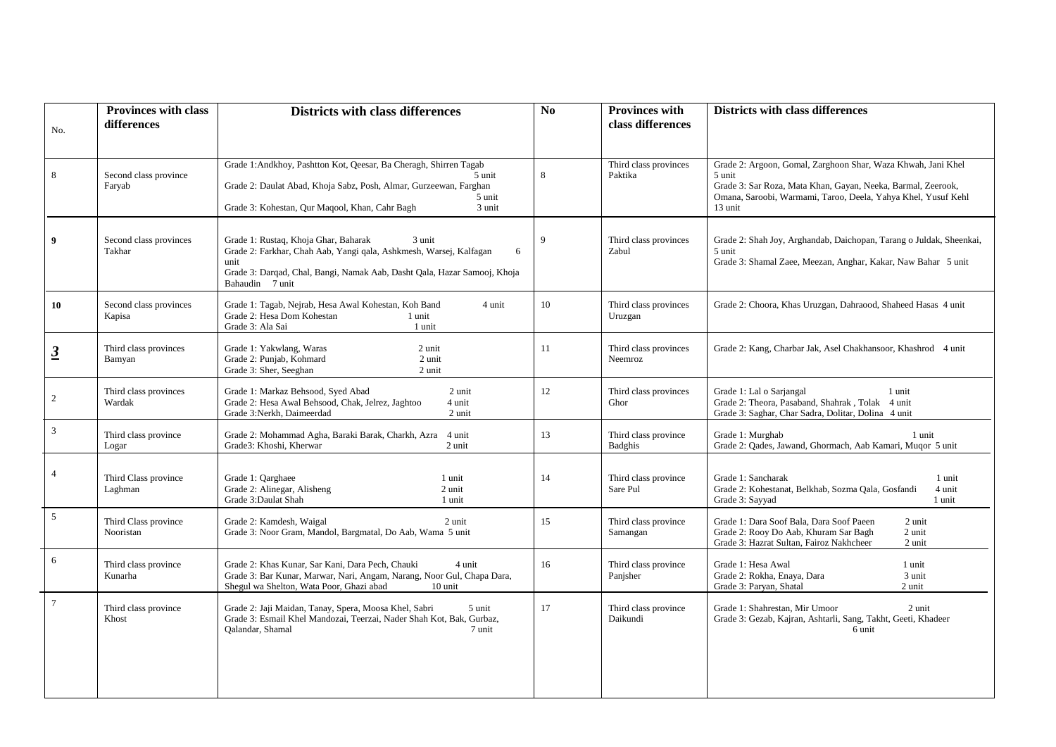| No. | Provinces with class differences | Districts with class differences | No | Provinces with class differences | Districts with class differences |
|---|---|---|---|---|---|
| 8 | Second class province Faryab | Grade 1:Andkhoy, Pashtton Kot, Qeesar, Ba Cheragh, Shirren Tagab 5 unit<br>Grade 2: Daulat Abad, Khoja Sabz, Posh, Almar, Gurzeewan, Farghan 5 unit<br>Grade 3: Kohestan, Qur Maqool, Khan, Cahr Bagh 3 unit | 8 | Third class provinces Paktika | Grade 2: Argoon, Gomal, Zarghoon Shar, Waza Khwah, Jani Khel 5 unit<br>Grade 3: Sar Roza, Mata Khan, Gayan, Neeka, Barmal, Zeerook, Omana, Saroobi, Warmami, Taroo, Deela, Yahya Khel, Yusuf Kehl 13 unit |
| **9** | Second class provinces Takhar | Grade 1: Rustaq, Khoja Ghar, Baharak 3 unit<br>Grade 2: Farkhar, Chah Aab, Yangi qala, Ashkmesh, Warsej, Kalfagan 6 unit<br>Grade 3: Darqad, Chal, Bangi, Namak Aab, Dasht Qala, Hazar Samooj, Khoja Bahaudin 7 unit | 9 | Third class provinces Zabul | Grade 2: Shah Joy, Arghandab, Daichopan, Tarang o Juldak, Sheenkai, 5 unit<br>Grade 3: Shamal Zaee, Meezan, Anghar, Kakar, Naw Bahar 5 unit |
| **10** | Second class provinces Kapisa | Grade 1: Tagab, Nejrab, Hesa Awal Kohestan, Koh Band 4 unit<br>Grade 2: Hesa Dom Kohestan 1 unit<br>Grade 3: Ala Sai 1 unit | 10 | Third class provinces Uruzgan | Grade 2: Choora, Khas Uruzgan, Dahraood, Shaheed Hasas 4 unit |
| ***3*** | Third class provinces Bamyan | Grade 1: Yakwlang, Waras 2 unit<br>Grade 2: Punjab, Kohmard 2 unit<br>Grade 3: Sher, Seeghan 2 unit | 11 | Third class provinces Neemroz | Grade 2: Kang, Charbar Jak, Asel Chakhansoor, Khashrod 4 unit |
| 2 | Third class provinces Wardak | Grade 1: Markaz Behsood, Syed Abad 2 unit<br>Grade 2: Hesa Awal Behsood, Chak, Jelrez, Jaghtoo 4 unit<br>Grade 3:Nerkh, Daimeerdad 2 unit | 12 | Third class provinces Ghor | Grade 1: Lal o Sarjangal 1 unit<br>Grade 2: Theora, Pasaband, Shahrak , Tolak 4 unit<br>Grade 3: Saghar, Char Sadra, Dolitar, Dolina 4 unit |
| 3 | Third class province Logar | Grade 2: Mohammad Agha, Baraki Barak, Charkh, Azra 4 unit<br>Grade3: Khoshi, Kherwar 2 unit | 13 | Third class province Badghis | Grade 1: Murghab 1 unit<br>Grade 2: Qades, Jawand, Ghormach, Aab Kamari, Muqor 5 unit |
| 4 | Third Class province Laghman | Grade 1: Qarghaee 1 unit<br>Grade 2: Alinegar, Alisheng 2 unit<br>Grade 3:Daulat Shah 1 unit | 14 | Third class province Sare Pul | Grade 1: Sancharak 1 unit<br>Grade 2: Kohestanat, Belkhab, Sozma Qala, Gosfandi 4 unit<br>Grade 3: Sayyad 1 unit |
| 5 | Third Class province Nooristan | Grade 2: Kamdesh, Waigal 2 unit<br>Grade 3: Noor Gram, Mandol, Bargmatal, Do Aab, Wama 5 unit | 15 | Third class province Samangan | Grade 1: Dara Soof Bala, Dara Soof Paeen 2 unit<br>Grade 2: Rooy Do Aab, Khuram Sar Bagh 2 unit<br>Grade 3: Hazrat Sultan, Fairoz Nakhcheer 2 unit |
| 6 | Third class province Kunarha | Grade 2: Khas Kunar, Sar Kani, Dara Pech, Chauki 4 unit<br>Grade 3: Bar Kunar, Marwar, Nari, Angam, Narang, Noor Gul, Chapa Dara, Shegul wa Shelton, Wata Poor, Ghazi abad 10 unit | 16 | Third class province Panjsher | Grade 1: Hesa Awal 1 unit<br>Grade 2: Rokha, Enaya, Dara 3 unit<br>Grade 3: Paryan, Shatal 2 unit |
| 7 | Third class province Khost | Grade 2: Jaji Maidan, Tanay, Spera, Moosa Khel, Sabri 5 unit<br>Grade 3: Esmail Khel Mandozai, Teerzai, Nader Shah Kot, Bak, Gurbaz, Qalandar, Shamal 7 unit | 17 | Third class province Daikundi | Grade 1: Shahrestan, Mir Umoor 2 unit<br>Grade 3: Gezab, Kajran, Ashtarli, Sang, Takht, Geeti, Khadeer 6 unit |